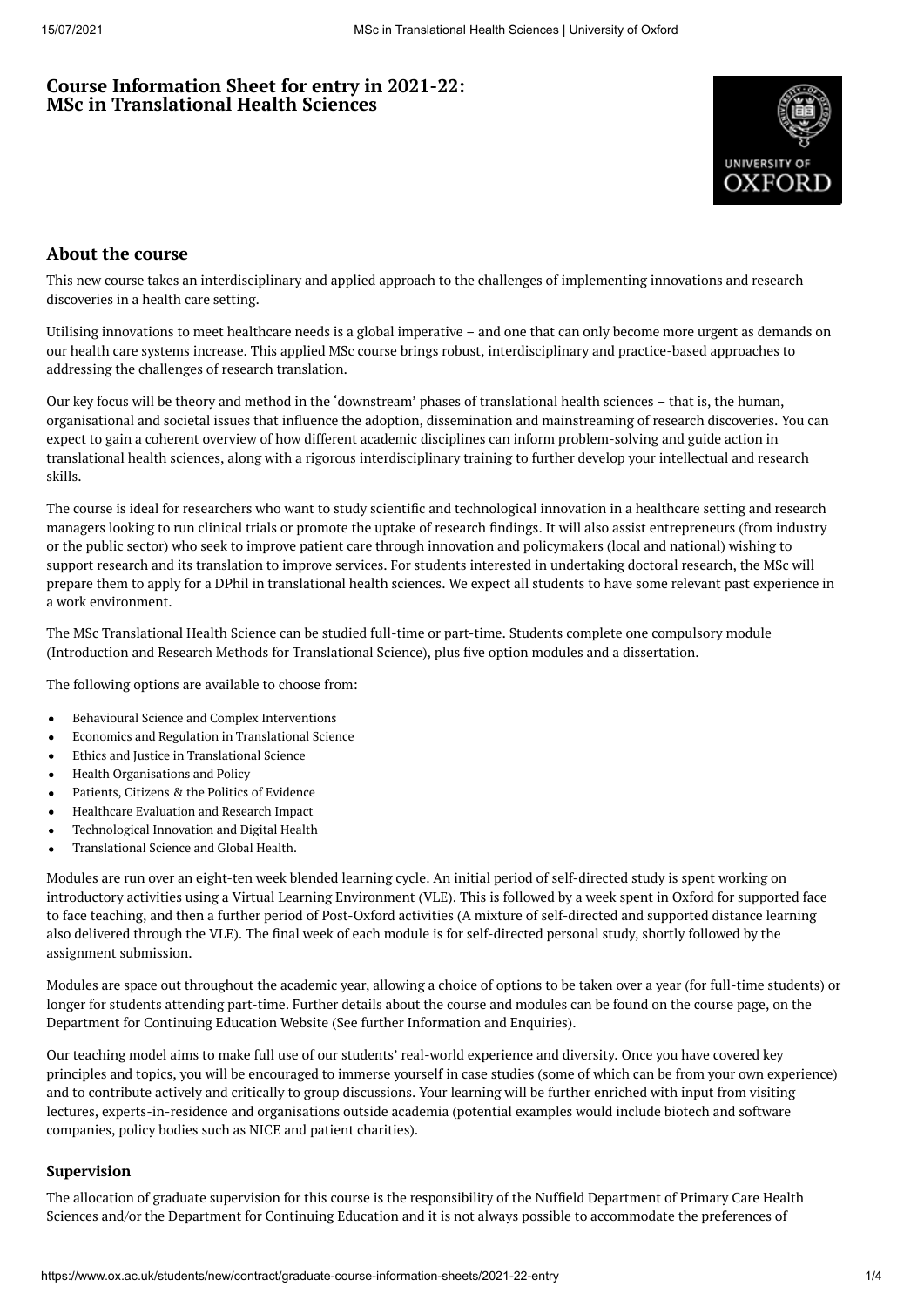# Course Information Sheet for entry in 2021-22: MSc in Translational Health Sciences

## About the course

This new course takes an interdisciplinary and applied approach to the challenges of implementing innovations and research discoveries in a health care setting.

Utilising innovations to meet healthcare needs is a global imperative – and one that can only become more urgent as demands on our health care systems increase. This applied MSc course brings robust, interdisciplinary and practice-based approaches to addressing the challenges of research translation.

Our key focus will be theory and method in the 'downstream' phases of translational health sciences – that is, the human, organisational and societal issues that influence the adoption, dissemination and mainstreaming of research discoveries. You can expect to gain a coherent overview of how different academic disciplines can inform problem-solving and guide action in translational health sciences, along with a rigorous interdisciplinary training to further develop your intellectual and research skills.

The course is ideal for researchers who want to study scientific and technological innovation in a healthcare setting and research managers looking to run clinical trials or promote the uptake of research findings. It will also assist entrepreneurs (from industry or the public sector) who seek to improve patient care through innovation and policymakers (local and national) wishing to support research and its translation to improve services. For students interested in undertaking doctoral research, the MSc will prepare them to apply for a DPhil in translational health sciences. We expect all students to have some relevant past experience in a work environment.

The MSc Translational Health Science can be studied full-time or part-time. Students complete one compulsory module (Introduction and Research Methods for Translational Science), plus five option modules and a dissertation.

The following options are available to choose from:

- Behavioural Science and Complex Interventions
- Economics and Regulation in Translational Science
- Ethics and Justice in Translational Science
- Health Organisations and Policy
- Patients, Citizens & the Politics of Evidence
- Healthcare Evaluation and Research Impact
- Technological Innovation and Digital Health
- Translational Science and Global Health.

Modules are run over an eight-ten week blended learning cycle. An initial period of self-directed study is spent working on introductory activities using a Virtual Learning Environment (VLE). This is followed by a week spent in Oxford for supported face to face teaching, and then a further period of Post-Oxford activities (A mixture of self-directed and supported distance learning also delivered through the VLE). The final week of each module is for self-directed personal study, shortly followed by the assignment submission.

Modules are space out throughout the academic year, allowing a choice of options to be taken over a year (for full-time students) or longer for students attending part-time. Further details about the course and modules can be found on the course page, on the Department for Continuing Education Website (See further Information and Enquiries).

Our teaching model aims to make full use of our students' real-world experience and diversity. Once you have covered key principles and topics, you will be encouraged to immerse yourself in case studies (some of which can be from your own experience) and to contribute actively and critically to group discussions. Your learning will be further enriched with input from visiting lectures, experts-in-residence and organisations outside academia (potential examples would include biotech and software companies, policy bodies such as NICE and patient charities).

### Supervision

The allocation of graduate supervision for this course is the responsibility of the Nuffield Department of Primary Care Health Sciences and/or the Department for Continuing Education and it is not always possible to accommodate the preferences of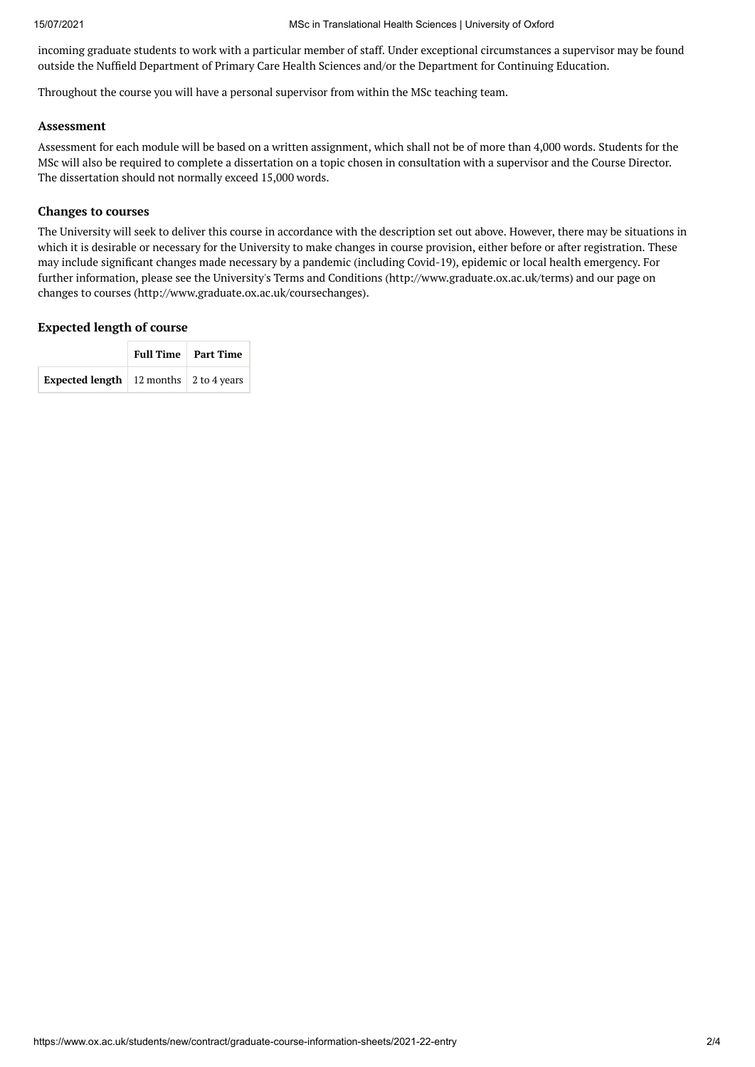incoming graduate students to work with a particular member of staff. Under exceptional circumstances a supervisor may be found outside the Nuffield Department of Primary Care Health Sciences and/or the Department for Continuing Education.

Throughout the course you will have a personal supervisor from within the MSc teaching team.

### Assessment

Assessment for each module will be based on a written assignment, which shall not be of more than 4,000 words. Students for the MSc will also be required to complete a dissertation on a topic chosen in consultation with a supervisor and the Course Director. The dissertation should not normally exceed 15,000 words.

### Changes to courses

The University will seek to deliver this course in accordance with the description set out above. However, there may be situations in which it is desirable or necessary for the University to make changes in course provision, either before or after registration. These may include significant changes made necessary by a pandemic (including Covid-19), epidemic or local health emergency. For further information, please see the University's Terms and Conditions (http://www.graduate.ox.ac.uk/terms) and our page on changes to courses (http://www.graduate.ox.ac.uk/coursechanges).

### Expected length of course

| | Full Time | Part Time |
|---|---|---|
| **Expected length** | 12 months | 2 to 4 years |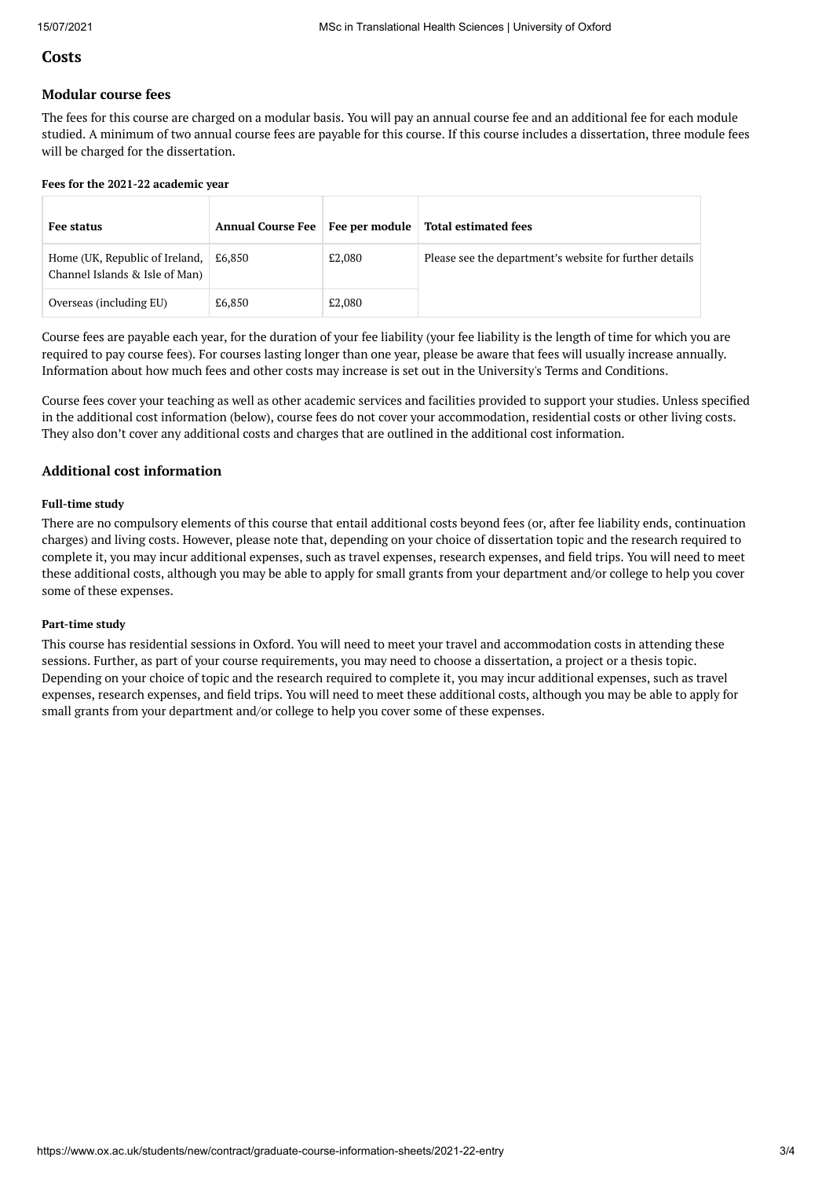## Costs

### Modular course fees

The fees for this course are charged on a modular basis. You will pay an annual course fee and an additional fee for each module studied. A minimum of two annual course fees are payable for this course. If this course includes a dissertation, three module fees will be charged for the dissertation.

**Fees for the 2021-22 academic year**

| Fee status | Annual Course Fee | Fee per module | Total estimated fees |
|---|---|---|---|
| Home (UK, Republic of Ireland, Channel Islands & Isle of Man) | £6,850 | £2,080 | Please see the department's website for further details |
| Overseas (including EU) | £6,850 | £2,080 | |

Course fees are payable each year, for the duration of your fee liability (your fee liability is the length of time for which you are required to pay course fees). For courses lasting longer than one year, please be aware that fees will usually increase annually. Information about how much fees and other costs may increase is set out in the University's Terms and Conditions.

Course fees cover your teaching as well as other academic services and facilities provided to support your studies. Unless specified in the additional cost information (below), course fees do not cover your accommodation, residential costs or other living costs. They also don't cover any additional costs and charges that are outlined in the additional cost information.

### Additional cost information

#### Full-time study

There are no compulsory elements of this course that entail additional costs beyond fees (or, after fee liability ends, continuation charges) and living costs. However, please note that, depending on your choice of dissertation topic and the research required to complete it, you may incur additional expenses, such as travel expenses, research expenses, and field trips. You will need to meet these additional costs, although you may be able to apply for small grants from your department and/or college to help you cover some of these expenses.

#### Part-time study

This course has residential sessions in Oxford. You will need to meet your travel and accommodation costs in attending these sessions. Further, as part of your course requirements, you may need to choose a dissertation, a project or a thesis topic. Depending on your choice of topic and the research required to complete it, you may incur additional expenses, such as travel expenses, research expenses, and field trips. You will need to meet these additional costs, although you may be able to apply for small grants from your department and/or college to help you cover some of these expenses.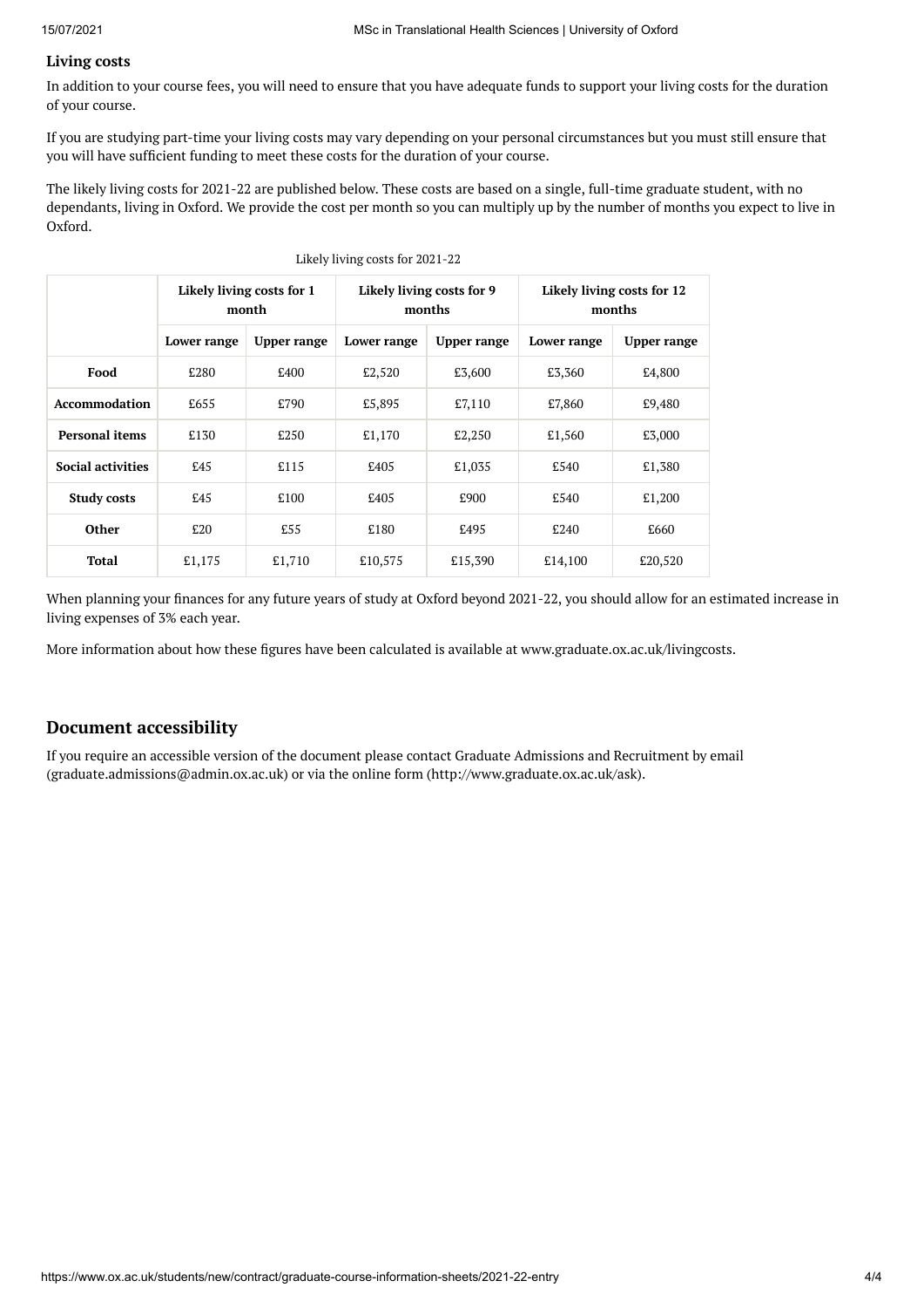### Living costs

In addition to your course fees, you will need to ensure that you have adequate funds to support your living costs for the duration of your course.

If you are studying part-time your living costs may vary depending on your personal circumstances but you must still ensure that you will have sufficient funding to meet these costs for the duration of your course.

The likely living costs for 2021-22 are published below. These costs are based on a single, full-time graduate student, with no dependants, living in Oxford. We provide the cost per month so you can multiply up by the number of months you expect to live in Oxford.

Likely living costs for 2021-22

| | Likely living costs for 1 month | | Likely living costs for 9 months | | Likely living costs for 12 months | |
|---|---|---|---|---|---|---|
| | Lower range | Upper range | Lower range | Upper range | Lower range | Upper range |
| **Food** | £280 | £400 | £2,520 | £3,600 | £3,360 | £4,800 |
| **Accommodation** | £655 | £790 | £5,895 | £7,110 | £7,860 | £9,480 |
| **Personal items** | £130 | £250 | £1,170 | £2,250 | £1,560 | £3,000 |
| **Social activities** | £45 | £115 | £405 | £1,035 | £540 | £1,380 |
| **Study costs** | £45 | £100 | £405 | £900 | £540 | £1,200 |
| **Other** | £20 | £55 | £180 | £495 | £240 | £660 |
| **Total** | £1,175 | £1,710 | £10,575 | £15,390 | £14,100 | £20,520 |

When planning your finances for any future years of study at Oxford beyond 2021-22, you should allow for an estimated increase in living expenses of 3% each year.

More information about how these figures have been calculated is available at www.graduate.ox.ac.uk/livingcosts.

## Document accessibility

If you require an accessible version of the document please contact Graduate Admissions and Recruitment by email (graduate.admissions@admin.ox.ac.uk) or via the online form (http://www.graduate.ox.ac.uk/ask).